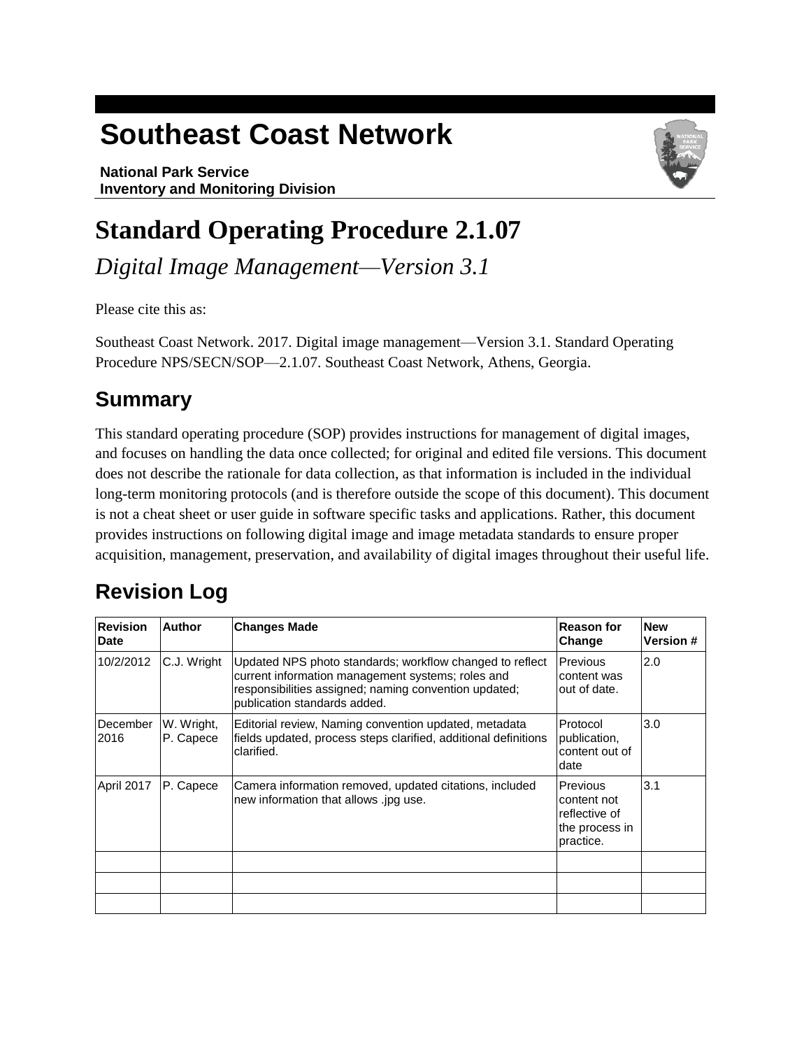# Southeast Coast Network

**National Park Service**
**Inventory and Monitoring Division**

# Standard Operating Procedure 2.1.07

*Digital Image Management—Version 3.1*

Please cite this as:

Southeast Coast Network. 2017. Digital image management—Version 3.1. Standard Operating Procedure NPS/SECN/SOP—2.1.07. Southeast Coast Network, Athens, Georgia.

## Summary

This standard operating procedure (SOP) provides instructions for management of digital images, and focuses on handling the data once collected; for original and edited file versions. This document does not describe the rationale for data collection, as that information is included in the individual long-term monitoring protocols (and is therefore outside the scope of this document). This document is not a cheat sheet or user guide in software specific tasks and applications. Rather, this document provides instructions on following digital image and image metadata standards to ensure proper acquisition, management, preservation, and availability of digital images throughout their useful life.

## Revision Log

| Revision Date | Author | Changes Made | Reason for Change | New Version # |
|---|---|---|---|---|
| 10/2/2012 | C.J. Wright | Updated NPS photo standards; workflow changed to reflect current information management systems; roles and responsibilities assigned; naming convention updated; publication standards added. | Previous content was out of date. | 2.0 |
| December 2016 | W. Wright, P. Capece | Editorial review, Naming convention updated, metadata fields updated, process steps clarified, additional definitions clarified. | Protocol publication, content out of date | 3.0 |
| April 2017 | P. Capece | Camera information removed, updated citations, included new information that allows .jpg use. | Previous content not reflective of the process in practice. | 3.1 |
| | | | | |
| | | | | |
| | | | | |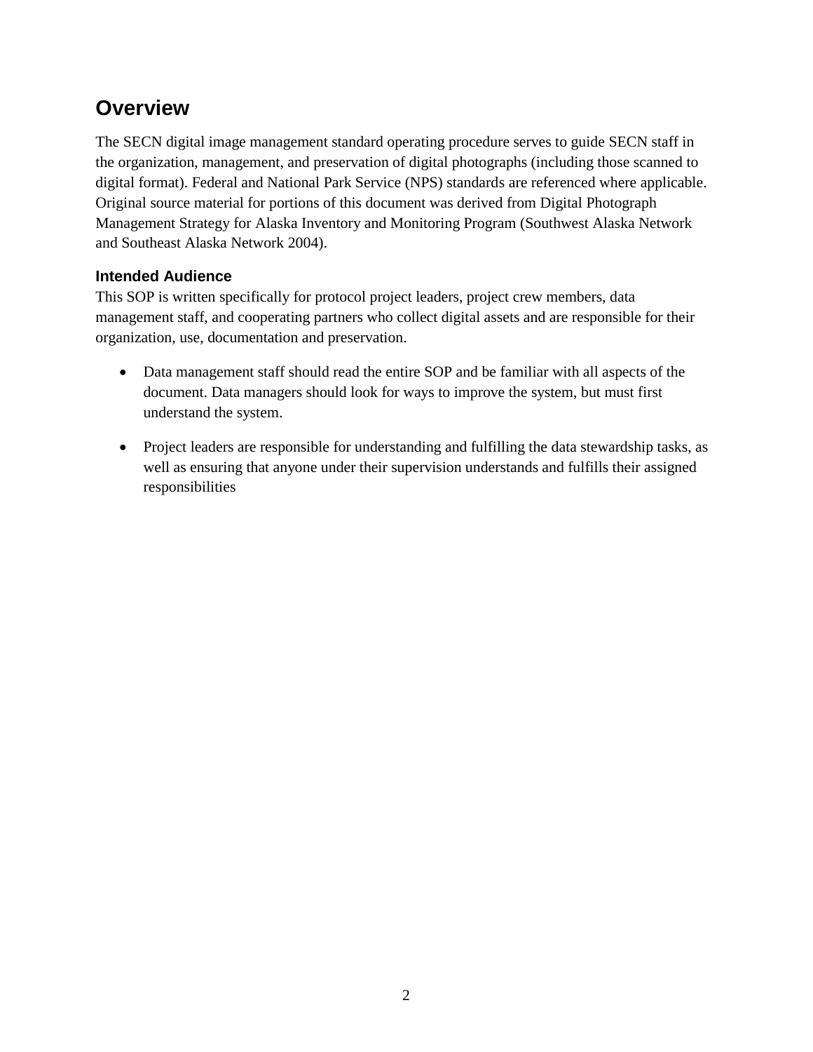# Overview

The SECN digital image management standard operating procedure serves to guide SECN staff in the organization, management, and preservation of digital photographs (including those scanned to digital format). Federal and National Park Service (NPS) standards are referenced where applicable. Original source material for portions of this document was derived from Digital Photograph Management Strategy for Alaska Inventory and Monitoring Program (Southwest Alaska Network and Southeast Alaska Network 2004).

## Intended Audience

This SOP is written specifically for protocol project leaders, project crew members, data management staff, and cooperating partners who collect digital assets and are responsible for their organization, use, documentation and preservation.

- Data management staff should read the entire SOP and be familiar with all aspects of the document. Data managers should look for ways to improve the system, but must first understand the system.
- Project leaders are responsible for understanding and fulfilling the data stewardship tasks, as well as ensuring that anyone under their supervision understands and fulfills their assigned responsibilities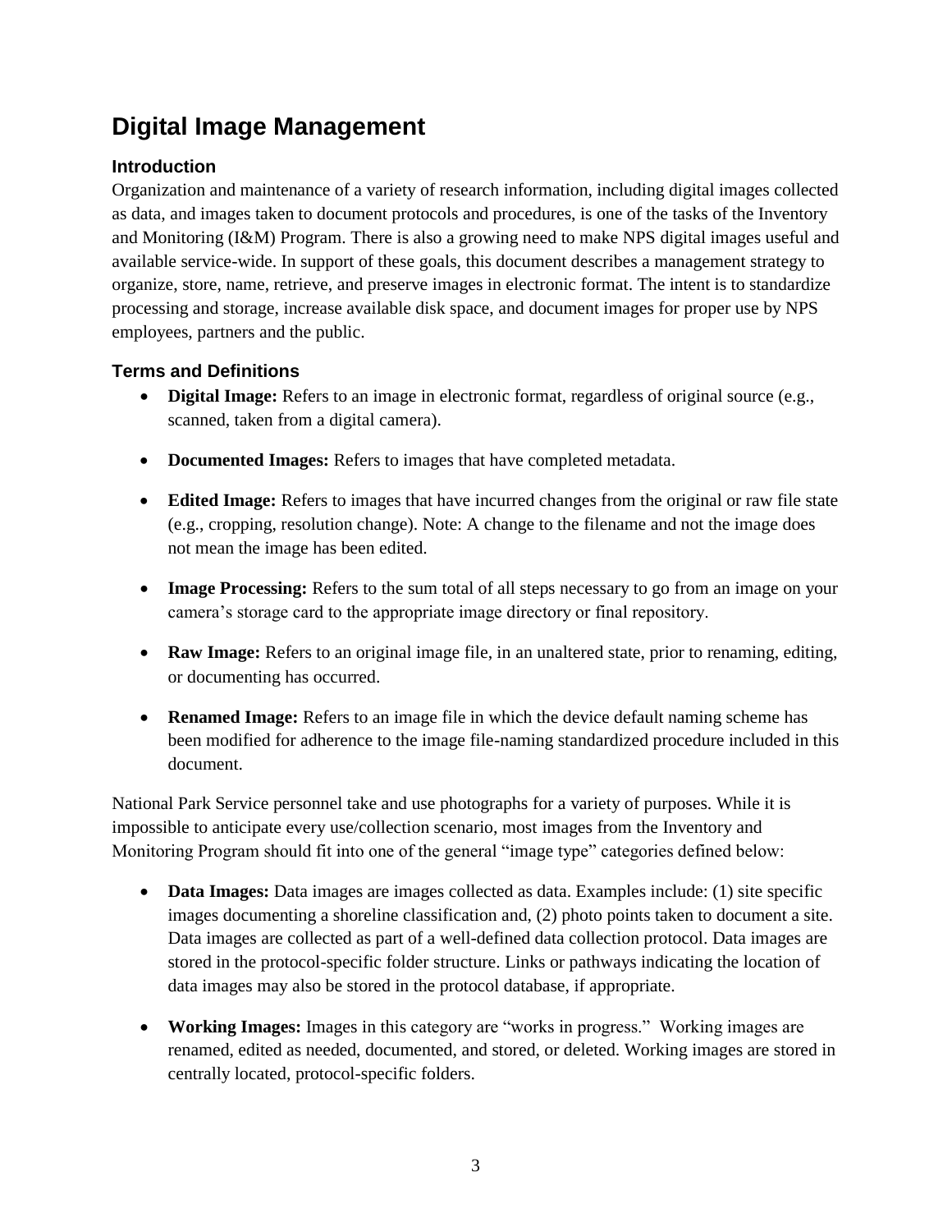# Digital Image Management

## Introduction

Organization and maintenance of a variety of research information, including digital images collected as data, and images taken to document protocols and procedures, is one of the tasks of the Inventory and Monitoring (I&M) Program. There is also a growing need to make NPS digital images useful and available service-wide. In support of these goals, this document describes a management strategy to organize, store, name, retrieve, and preserve images in electronic format. The intent is to standardize processing and storage, increase available disk space, and document images for proper use by NPS employees, partners and the public.

## Terms and Definitions

- **Digital Image:** Refers to an image in electronic format, regardless of original source (e.g., scanned, taken from a digital camera).
- **Documented Images:** Refers to images that have completed metadata.
- **Edited Image:** Refers to images that have incurred changes from the original or raw file state (e.g., cropping, resolution change). Note: A change to the filename and not the image does not mean the image has been edited.
- **Image Processing:** Refers to the sum total of all steps necessary to go from an image on your camera's storage card to the appropriate image directory or final repository.
- **Raw Image:** Refers to an original image file, in an unaltered state, prior to renaming, editing, or documenting has occurred.
- **Renamed Image:** Refers to an image file in which the device default naming scheme has been modified for adherence to the image file-naming standardized procedure included in this document.

National Park Service personnel take and use photographs for a variety of purposes. While it is impossible to anticipate every use/collection scenario, most images from the Inventory and Monitoring Program should fit into one of the general "image type" categories defined below:

- **Data Images:** Data images are images collected as data. Examples include: (1) site specific images documenting a shoreline classification and, (2) photo points taken to document a site. Data images are collected as part of a well-defined data collection protocol. Data images are stored in the protocol-specific folder structure. Links or pathways indicating the location of data images may also be stored in the protocol database, if appropriate.
- **Working Images:** Images in this category are "works in progress." Working images are renamed, edited as needed, documented, and stored, or deleted. Working images are stored in centrally located, protocol-specific folders.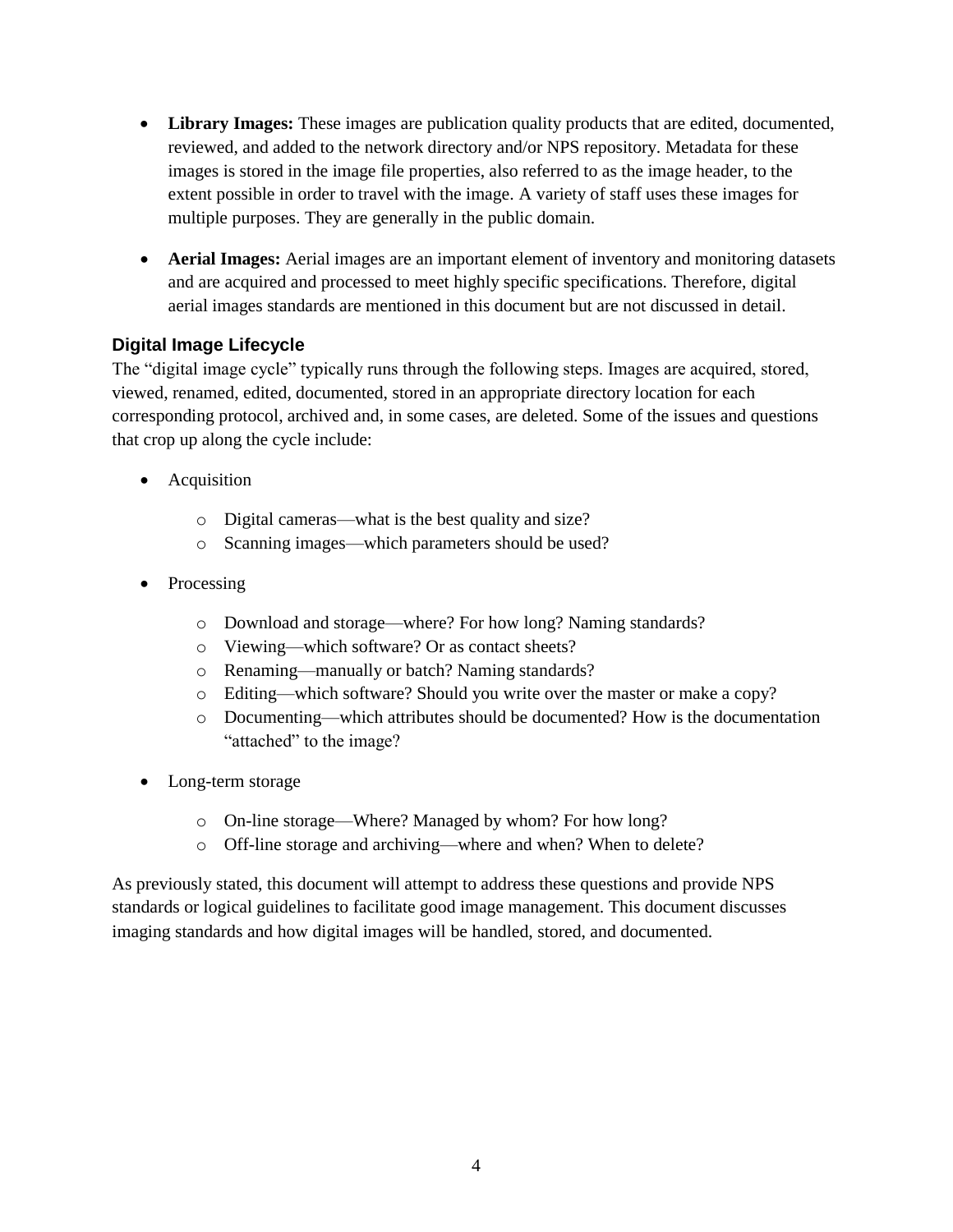- **Library Images:** These images are publication quality products that are edited, documented, reviewed, and added to the network directory and/or NPS repository. Metadata for these images is stored in the image file properties, also referred to as the image header, to the extent possible in order to travel with the image. A variety of staff uses these images for multiple purposes. They are generally in the public domain.

- **Aerial Images:** Aerial images are an important element of inventory and monitoring datasets and are acquired and processed to meet highly specific specifications. Therefore, digital aerial images standards are mentioned in this document but are not discussed in detail.

### Digital Image Lifecycle

The "digital image cycle" typically runs through the following steps. Images are acquired, stored, viewed, renamed, edited, documented, stored in an appropriate directory location for each corresponding protocol, archived and, in some cases, are deleted. Some of the issues and questions that crop up along the cycle include:

- Acquisition
  - Digital cameras—what is the best quality and size?
  - Scanning images—which parameters should be used?
- Processing
  - Download and storage—where? For how long? Naming standards?
  - Viewing—which software? Or as contact sheets?
  - Renaming—manually or batch? Naming standards?
  - Editing—which software? Should you write over the master or make a copy?
  - Documenting—which attributes should be documented? How is the documentation "attached" to the image?
- Long-term storage
  - On-line storage—Where? Managed by whom? For how long?
  - Off-line storage and archiving—where and when? When to delete?

As previously stated, this document will attempt to address these questions and provide NPS standards or logical guidelines to facilitate good image management. This document discusses imaging standards and how digital images will be handled, stored, and documented.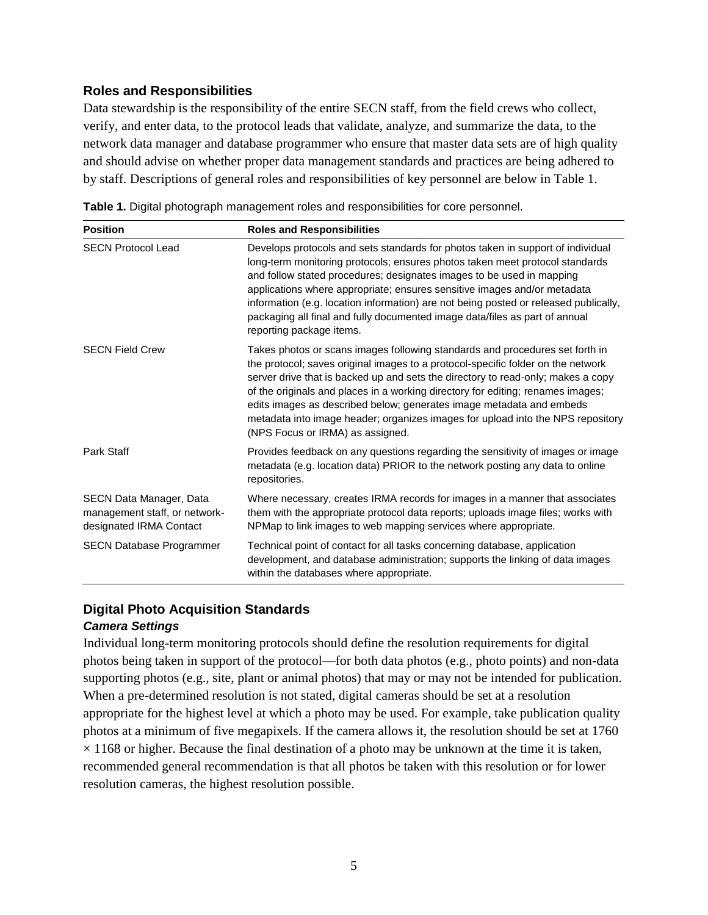## Roles and Responsibilities

Data stewardship is the responsibility of the entire SECN staff, from the field crews who collect, verify, and enter data, to the protocol leads that validate, analyze, and summarize the data, to the network data manager and database programmer who ensure that master data sets are of high quality and should advise on whether proper data management standards and practices are being adhered to by staff. Descriptions of general roles and responsibilities of key personnel are below in Table 1.

**Table 1.** Digital photograph management roles and responsibilities for core personnel.

| Position | Roles and Responsibilities |
|---|---|
| SECN Protocol Lead | Develops protocols and sets standards for photos taken in support of individual long-term monitoring protocols; ensures photos taken meet protocol standards and follow stated procedures; designates images to be used in mapping applications where appropriate; ensures sensitive images and/or metadata information (e.g. location information) are not being posted or released publically, packaging all final and fully documented image data/files as part of annual reporting package items. |
| SECN Field Crew | Takes photos or scans images following standards and procedures set forth in the protocol; saves original images to a protocol-specific folder on the network server drive that is backed up and sets the directory to read-only; makes a copy of the originals and places in a working directory for editing; renames images; edits images as described below; generates image metadata and embeds metadata into image header; organizes images for upload into the NPS repository (NPS Focus or IRMA) as assigned. |
| Park Staff | Provides feedback on any questions regarding the sensitivity of images or image metadata (e.g. location data) PRIOR to the network posting any data to online repositories. |
| SECN Data Manager, Data management staff, or network-designated IRMA Contact | Where necessary, creates IRMA records for images in a manner that associates them with the appropriate protocol data reports; uploads image files; works with NPMap to link images to web mapping services where appropriate. |
| SECN Database Programmer | Technical point of contact for all tasks concerning database, application development, and database administration; supports the linking of data images within the databases where appropriate. |

## Digital Photo Acquisition Standards

### *Camera Settings*

Individual long-term monitoring protocols should define the resolution requirements for digital photos being taken in support of the protocol—for both data photos (e.g., photo points) and non-data supporting photos (e.g., site, plant or animal photos) that may or may not be intended for publication. When a pre-determined resolution is not stated, digital cameras should be set at a resolution appropriate for the highest level at which a photo may be used. For example, take publication quality photos at a minimum of five megapixels. If the camera allows it, the resolution should be set at 1760 × 1168 or higher. Because the final destination of a photo may be unknown at the time it is taken, recommended general recommendation is that all photos be taken with this resolution or for lower resolution cameras, the highest resolution possible.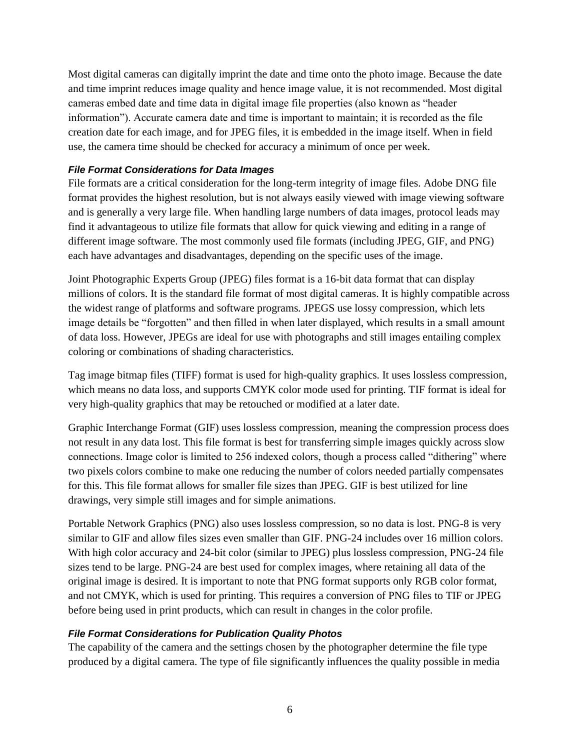Most digital cameras can digitally imprint the date and time onto the photo image. Because the date and time imprint reduces image quality and hence image value, it is not recommended. Most digital cameras embed date and time data in digital image file properties (also known as "header information"). Accurate camera date and time is important to maintain; it is recorded as the file creation date for each image, and for JPEG files, it is embedded in the image itself. When in field use, the camera time should be checked for accuracy a minimum of once per week.

#### *File Format Considerations for Data Images*

File formats are a critical consideration for the long-term integrity of image files. Adobe DNG file format provides the highest resolution, but is not always easily viewed with image viewing software and is generally a very large file. When handling large numbers of data images, protocol leads may find it advantageous to utilize file formats that allow for quick viewing and editing in a range of different image software. The most commonly used file formats (including JPEG, GIF, and PNG) each have advantages and disadvantages, depending on the specific uses of the image.

Joint Photographic Experts Group (JPEG) files format is a 16-bit data format that can display millions of colors. It is the standard file format of most digital cameras. It is highly compatible across the widest range of platforms and software programs. JPEGS use lossy compression, which lets image details be "forgotten" and then filled in when later displayed, which results in a small amount of data loss. However, JPEGs are ideal for use with photographs and still images entailing complex coloring or combinations of shading characteristics.

Tag image bitmap files (TIFF) format is used for high-quality graphics. It uses lossless compression, which means no data loss, and supports CMYK color mode used for printing. TIF format is ideal for very high-quality graphics that may be retouched or modified at a later date.

Graphic Interchange Format (GIF) uses lossless compression, meaning the compression process does not result in any data lost. This file format is best for transferring simple images quickly across slow connections. Image color is limited to 256 indexed colors, though a process called "dithering" where two pixels colors combine to make one reducing the number of colors needed partially compensates for this. This file format allows for smaller file sizes than JPEG. GIF is best utilized for line drawings, very simple still images and for simple animations.

Portable Network Graphics (PNG) also uses lossless compression, so no data is lost. PNG-8 is very similar to GIF and allow files sizes even smaller than GIF. PNG-24 includes over 16 million colors. With high color accuracy and 24-bit color (similar to JPEG) plus lossless compression, PNG-24 file sizes tend to be large. PNG-24 are best used for complex images, where retaining all data of the original image is desired. It is important to note that PNG format supports only RGB color format, and not CMYK, which is used for printing. This requires a conversion of PNG files to TIF or JPEG before being used in print products, which can result in changes in the color profile.

#### *File Format Considerations for Publication Quality Photos*

The capability of the camera and the settings chosen by the photographer determine the file type produced by a digital camera. The type of file significantly influences the quality possible in media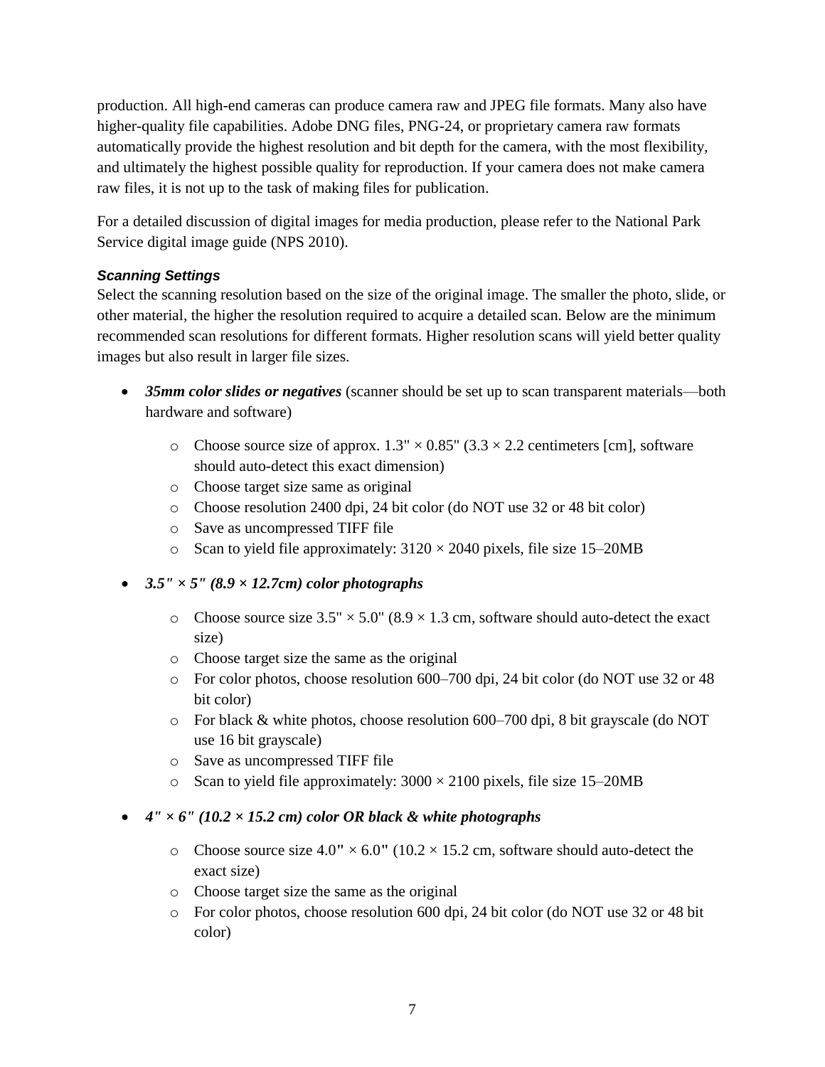production. All high-end cameras can produce camera raw and JPEG file formats. Many also have higher-quality file capabilities. Adobe DNG files, PNG-24, or proprietary camera raw formats automatically provide the highest resolution and bit depth for the camera, with the most flexibility, and ultimately the highest possible quality for reproduction. If your camera does not make camera raw files, it is not up to the task of making files for publication.

For a detailed discussion of digital images for media production, please refer to the National Park Service digital image guide (NPS 2010).

#### *Scanning Settings*

Select the scanning resolution based on the size of the original image. The smaller the photo, slide, or other material, the higher the resolution required to acquire a detailed scan. Below are the minimum recommended scan resolutions for different formats. Higher resolution scans will yield better quality images but also result in larger file sizes.

- ***35mm color slides or negatives*** (scanner should be set up to scan transparent materials—both hardware and software)
    - Choose source size of approx. 1.3" × 0.85" (3.3 × 2.2 centimeters [cm], software should auto-detect this exact dimension)
    - Choose target size same as original
    - Choose resolution 2400 dpi, 24 bit color (do NOT use 32 or 48 bit color)
    - Save as uncompressed TIFF file
    - Scan to yield file approximately: 3120 × 2040 pixels, file size 15–20MB
- ***3.5" × 5" (8.9 × 12.7cm) color photographs***
    - Choose source size 3.5" × 5.0" (8.9 × 1.3 cm, software should auto-detect the exact size)
    - Choose target size the same as the original
    - For color photos, choose resolution 600–700 dpi, 24 bit color (do NOT use 32 or 48 bit color)
    - For black & white photos, choose resolution 600–700 dpi, 8 bit grayscale (do NOT use 16 bit grayscale)
    - Save as uncompressed TIFF file
    - Scan to yield file approximately: 3000 × 2100 pixels, file size 15–20MB
- ***4" × 6" (10.2 × 15.2 cm) color OR black & white photographs***
    - Choose source size 4.0" × 6.0" (10.2 × 15.2 cm, software should auto-detect the exact size)
    - Choose target size the same as the original
    - For color photos, choose resolution 600 dpi, 24 bit color (do NOT use 32 or 48 bit color)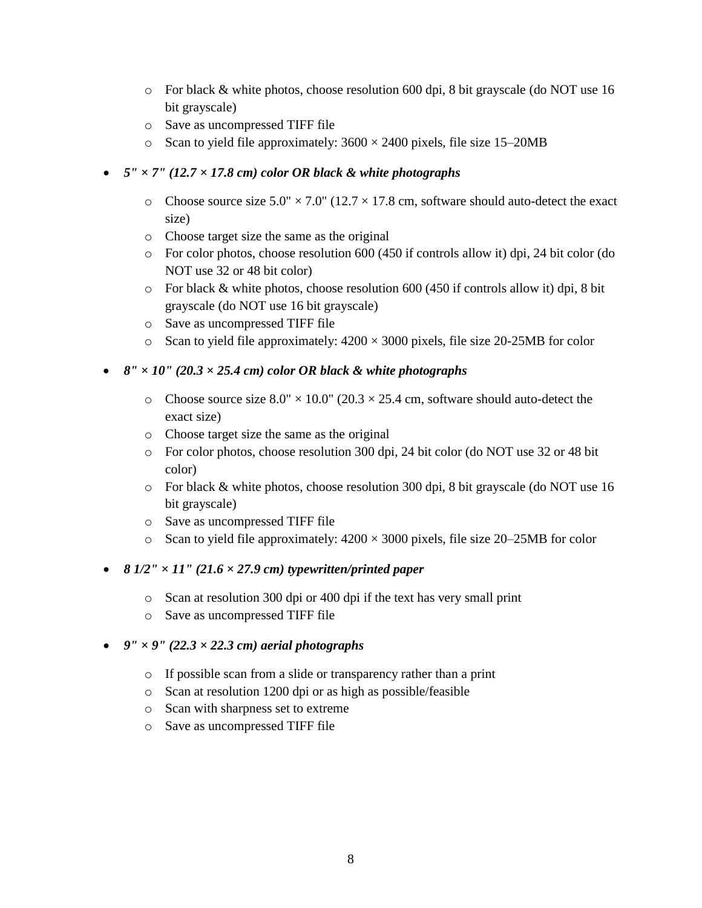- For black & white photos, choose resolution 600 dpi, 8 bit grayscale (do NOT use 16 bit grayscale)
  - Save as uncompressed TIFF file
  - Scan to yield file approximately: 3600 × 2400 pixels, file size 15–20MB

- ***5" × 7" (12.7 × 17.8 cm) color OR black & white photographs***
  - Choose source size 5.0" × 7.0" (12.7 × 17.8 cm, software should auto-detect the exact size)
  - Choose target size the same as the original
  - For color photos, choose resolution 600 (450 if controls allow it) dpi, 24 bit color (do NOT use 32 or 48 bit color)
  - For black & white photos, choose resolution 600 (450 if controls allow it) dpi, 8 bit grayscale (do NOT use 16 bit grayscale)
  - Save as uncompressed TIFF file
  - Scan to yield file approximately: 4200 × 3000 pixels, file size 20-25MB for color

- ***8" × 10" (20.3 × 25.4 cm) color OR black & white photographs***
  - Choose source size 8.0" × 10.0" (20.3 × 25.4 cm, software should auto-detect the exact size)
  - Choose target size the same as the original
  - For color photos, choose resolution 300 dpi, 24 bit color (do NOT use 32 or 48 bit color)
  - For black & white photos, choose resolution 300 dpi, 8 bit grayscale (do NOT use 16 bit grayscale)
  - Save as uncompressed TIFF file
  - Scan to yield file approximately: 4200 × 3000 pixels, file size 20–25MB for color

- ***8 1/2" × 11" (21.6 × 27.9 cm) typewritten/printed paper***
  - Scan at resolution 300 dpi or 400 dpi if the text has very small print
  - Save as uncompressed TIFF file

- ***9" × 9" (22.3 × 22.3 cm) aerial photographs***
  - If possible scan from a slide or transparency rather than a print
  - Scan at resolution 1200 dpi or as high as possible/feasible
  - Scan with sharpness set to extreme
  - Save as uncompressed TIFF file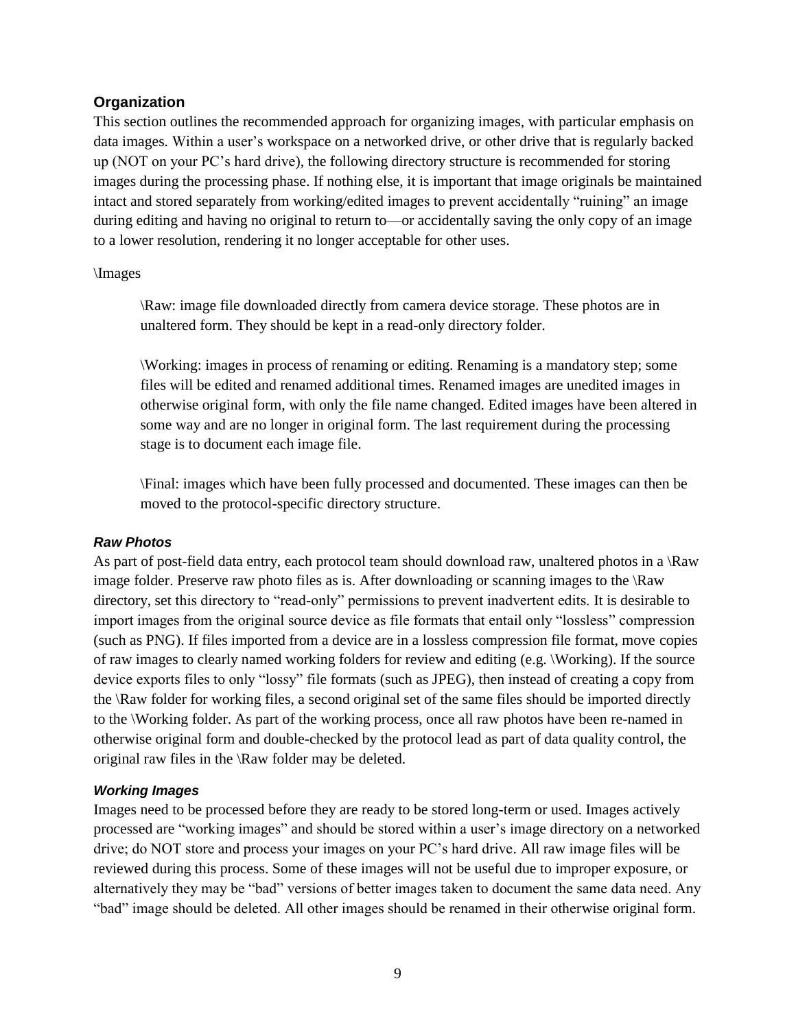## Organization

This section outlines the recommended approach for organizing images, with particular emphasis on data images. Within a user's workspace on a networked drive, or other drive that is regularly backed up (NOT on your PC's hard drive), the following directory structure is recommended for storing images during the processing phase. If nothing else, it is important that image originals be maintained intact and stored separately from working/edited images to prevent accidentally "ruining" an image during editing and having no original to return to—or accidentally saving the only copy of an image to a lower resolution, rendering it no longer acceptable for other uses.

\Images

> \Raw: image file downloaded directly from camera device storage. These photos are in unaltered form. They should be kept in a read-only directory folder.
>
> \Working: images in process of renaming or editing. Renaming is a mandatory step; some files will be edited and renamed additional times. Renamed images are unedited images in otherwise original form, with only the file name changed. Edited images have been altered in some way and are no longer in original form. The last requirement during the processing stage is to document each image file.
>
> \Final: images which have been fully processed and documented. These images can then be moved to the protocol-specific directory structure.

### *Raw Photos*

As part of post-field data entry, each protocol team should download raw, unaltered photos in a \Raw image folder. Preserve raw photo files as is. After downloading or scanning images to the \Raw directory, set this directory to "read-only" permissions to prevent inadvertent edits. It is desirable to import images from the original source device as file formats that entail only "lossless" compression (such as PNG). If files imported from a device are in a lossless compression file format, move copies of raw images to clearly named working folders for review and editing (e.g. \Working). If the source device exports files to only "lossy" file formats (such as JPEG), then instead of creating a copy from the \Raw folder for working files, a second original set of the same files should be imported directly to the \Working folder. As part of the working process, once all raw photos have been re-named in otherwise original form and double-checked by the protocol lead as part of data quality control, the original raw files in the \Raw folder may be deleted.

### *Working Images*

Images need to be processed before they are ready to be stored long-term or used. Images actively processed are "working images" and should be stored within a user's image directory on a networked drive; do NOT store and process your images on your PC's hard drive. All raw image files will be reviewed during this process. Some of these images will not be useful due to improper exposure, or alternatively they may be "bad" versions of better images taken to document the same data need. Any "bad" image should be deleted. All other images should be renamed in their otherwise original form.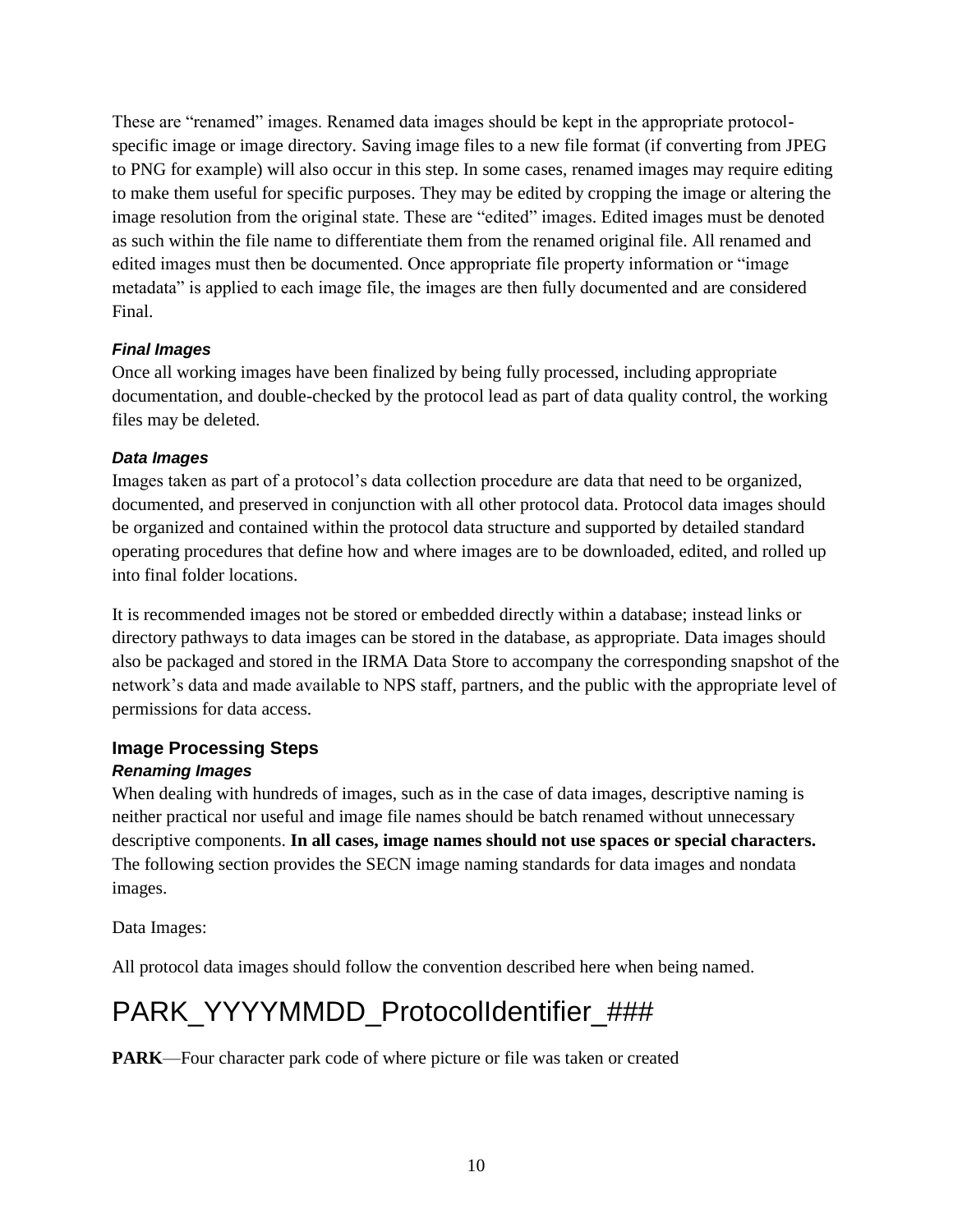These are "renamed" images. Renamed data images should be kept in the appropriate protocol-specific image or image directory. Saving image files to a new file format (if converting from JPEG to PNG for example) will also occur in this step. In some cases, renamed images may require editing to make them useful for specific purposes. They may be edited by cropping the image or altering the image resolution from the original state. These are "edited" images. Edited images must be denoted as such within the file name to differentiate them from the renamed original file. All renamed and edited images must then be documented. Once appropriate file property information or "image metadata" is applied to each image file, the images are then fully documented and are considered Final.

#### *Final Images*

Once all working images have been finalized by being fully processed, including appropriate documentation, and double-checked by the protocol lead as part of data quality control, the working files may be deleted.

#### *Data Images*

Images taken as part of a protocol's data collection procedure are data that need to be organized, documented, and preserved in conjunction with all other protocol data. Protocol data images should be organized and contained within the protocol data structure and supported by detailed standard operating procedures that define how and where images are to be downloaded, edited, and rolled up into final folder locations.

It is recommended images not be stored or embedded directly within a database; instead links or directory pathways to data images can be stored in the database, as appropriate. Data images should also be packaged and stored in the IRMA Data Store to accompany the corresponding snapshot of the network's data and made available to NPS staff, partners, and the public with the appropriate level of permissions for data access.

### Image Processing Steps

#### *Renaming Images*

When dealing with hundreds of images, such as in the case of data images, descriptive naming is neither practical nor useful and image file names should be batch renamed without unnecessary descriptive components. **In all cases, image names should not use spaces or special characters.** The following section provides the SECN image naming standards for data images and nondata images.

Data Images:

All protocol data images should follow the convention described here when being named.

# PARK_YYYYMMDD_ProtocolIdentifier_###

**PARK**—Four character park code of where picture or file was taken or created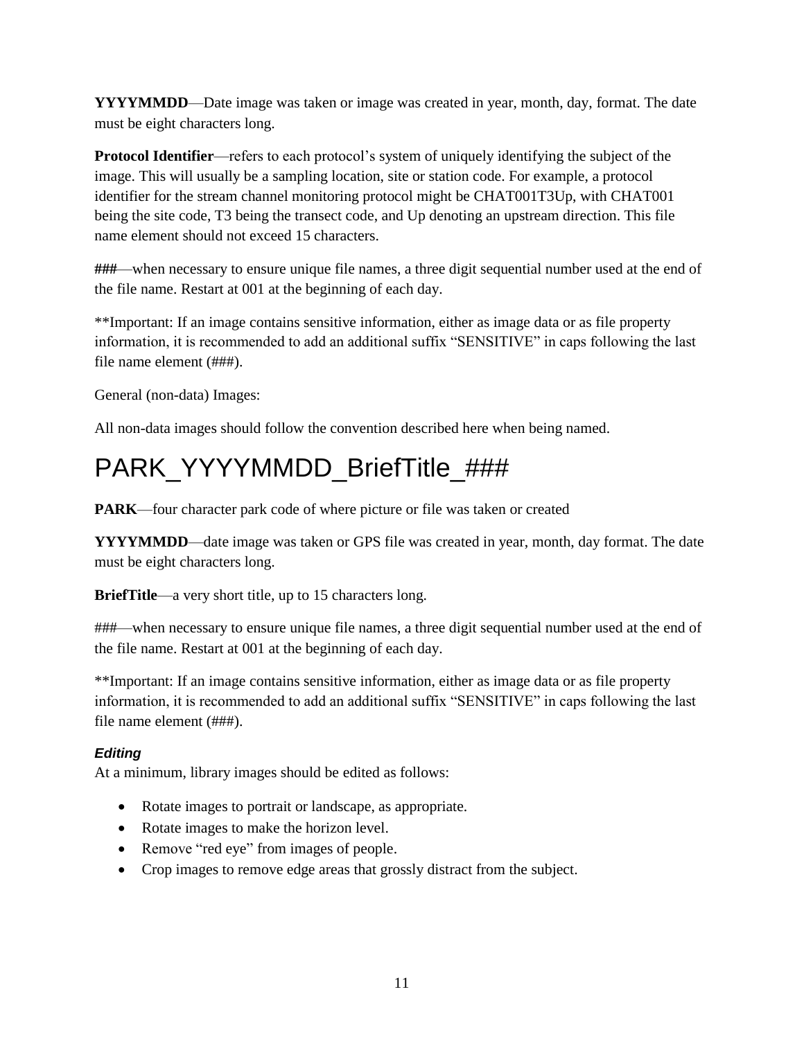**YYYYMMDD**—Date image was taken or image was created in year, month, day, format. The date must be eight characters long.

**Protocol Identifier**—refers to each protocol's system of uniquely identifying the subject of the image. This will usually be a sampling location, site or station code. For example, a protocol identifier for the stream channel monitoring protocol might be CHAT001T3Up, with CHAT001 being the site code, T3 being the transect code, and Up denoting an upstream direction. This file name element should not exceed 15 characters.

**###**—when necessary to ensure unique file names, a three digit sequential number used at the end of the file name. Restart at 001 at the beginning of each day.

**Important: If an image contains sensitive information, either as image data or as file property information, it is recommended to add an additional suffix "SENSITIVE" in caps following the last file name element (###).

General (non-data) Images:

All non-data images should follow the convention described here when being named.

# PARK_YYYYMMDD_BriefTitle_###

**PARK**—four character park code of where picture or file was taken or created

**YYYYMMDD**—date image was taken or GPS file was created in year, month, day format. The date must be eight characters long.

**BriefTitle**—a very short title, up to 15 characters long.

###—when necessary to ensure unique file names, a three digit sequential number used at the end of the file name. Restart at 001 at the beginning of each day.

**Important: If an image contains sensitive information, either as image data or as file property information, it is recommended to add an additional suffix "SENSITIVE" in caps following the last file name element (###).

#### *Editing*

At a minimum, library images should be edited as follows:

- Rotate images to portrait or landscape, as appropriate.
- Rotate images to make the horizon level.
- Remove "red eye" from images of people.
- Crop images to remove edge areas that grossly distract from the subject.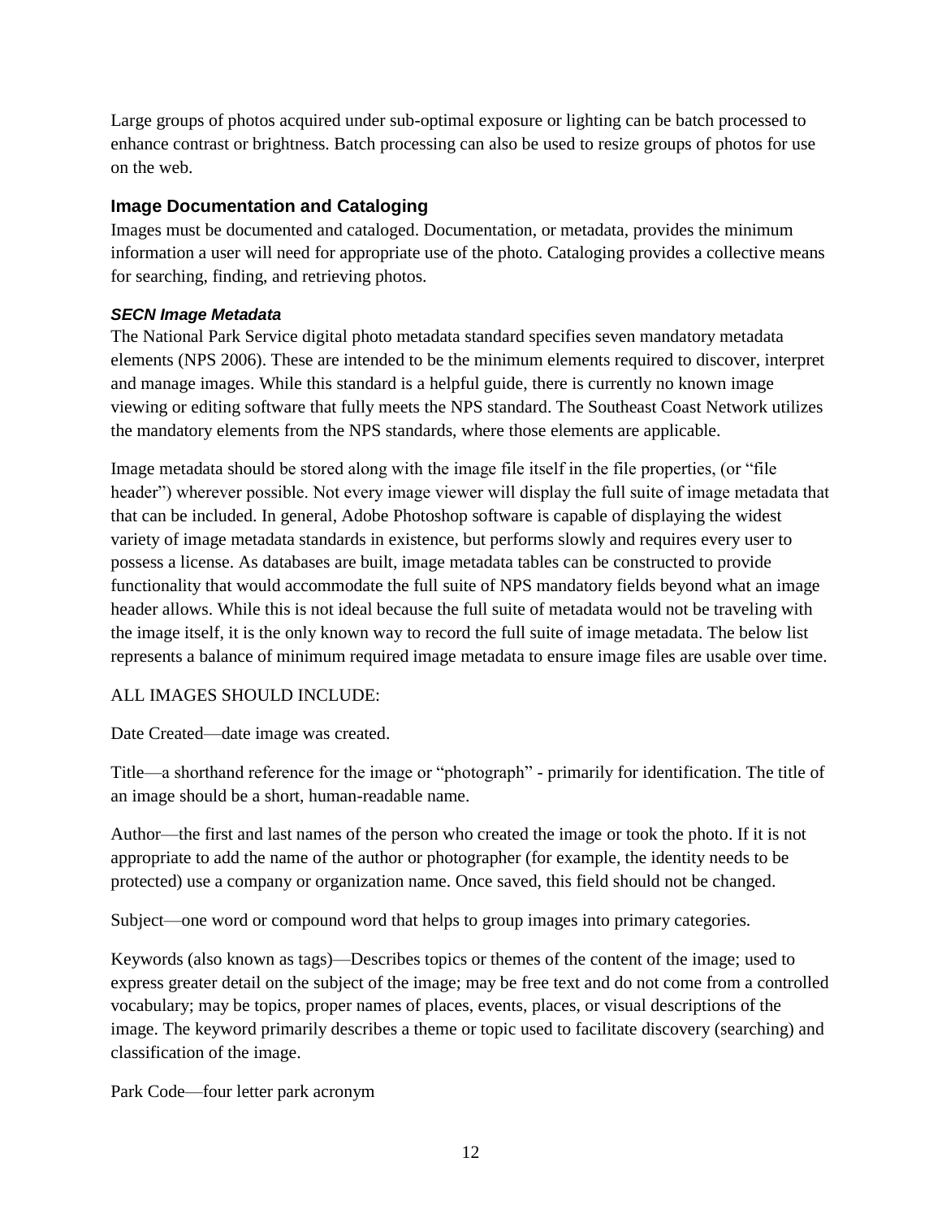Large groups of photos acquired under sub-optimal exposure or lighting can be batch processed to enhance contrast or brightness. Batch processing can also be used to resize groups of photos for use on the web.

### Image Documentation and Cataloging

Images must be documented and cataloged. Documentation, or metadata, provides the minimum information a user will need for appropriate use of the photo. Cataloging provides a collective means for searching, finding, and retrieving photos.

#### *SECN Image Metadata*

The National Park Service digital photo metadata standard specifies seven mandatory metadata elements (NPS 2006). These are intended to be the minimum elements required to discover, interpret and manage images. While this standard is a helpful guide, there is currently no known image viewing or editing software that fully meets the NPS standard. The Southeast Coast Network utilizes the mandatory elements from the NPS standards, where those elements are applicable.

Image metadata should be stored along with the image file itself in the file properties, (or "file header") wherever possible. Not every image viewer will display the full suite of image metadata that that can be included. In general, Adobe Photoshop software is capable of displaying the widest variety of image metadata standards in existence, but performs slowly and requires every user to possess a license. As databases are built, image metadata tables can be constructed to provide functionality that would accommodate the full suite of NPS mandatory fields beyond what an image header allows. While this is not ideal because the full suite of metadata would not be traveling with the image itself, it is the only known way to record the full suite of image metadata. The below list represents a balance of minimum required image metadata to ensure image files are usable over time.

ALL IMAGES SHOULD INCLUDE:

Date Created—date image was created.

Title—a shorthand reference for the image or "photograph" - primarily for identification. The title of an image should be a short, human-readable name.

Author—the first and last names of the person who created the image or took the photo. If it is not appropriate to add the name of the author or photographer (for example, the identity needs to be protected) use a company or organization name. Once saved, this field should not be changed.

Subject—one word or compound word that helps to group images into primary categories.

Keywords (also known as tags)—Describes topics or themes of the content of the image; used to express greater detail on the subject of the image; may be free text and do not come from a controlled vocabulary; may be topics, proper names of places, events, places, or visual descriptions of the image. The keyword primarily describes a theme or topic used to facilitate discovery (searching) and classification of the image.

Park Code—four letter park acronym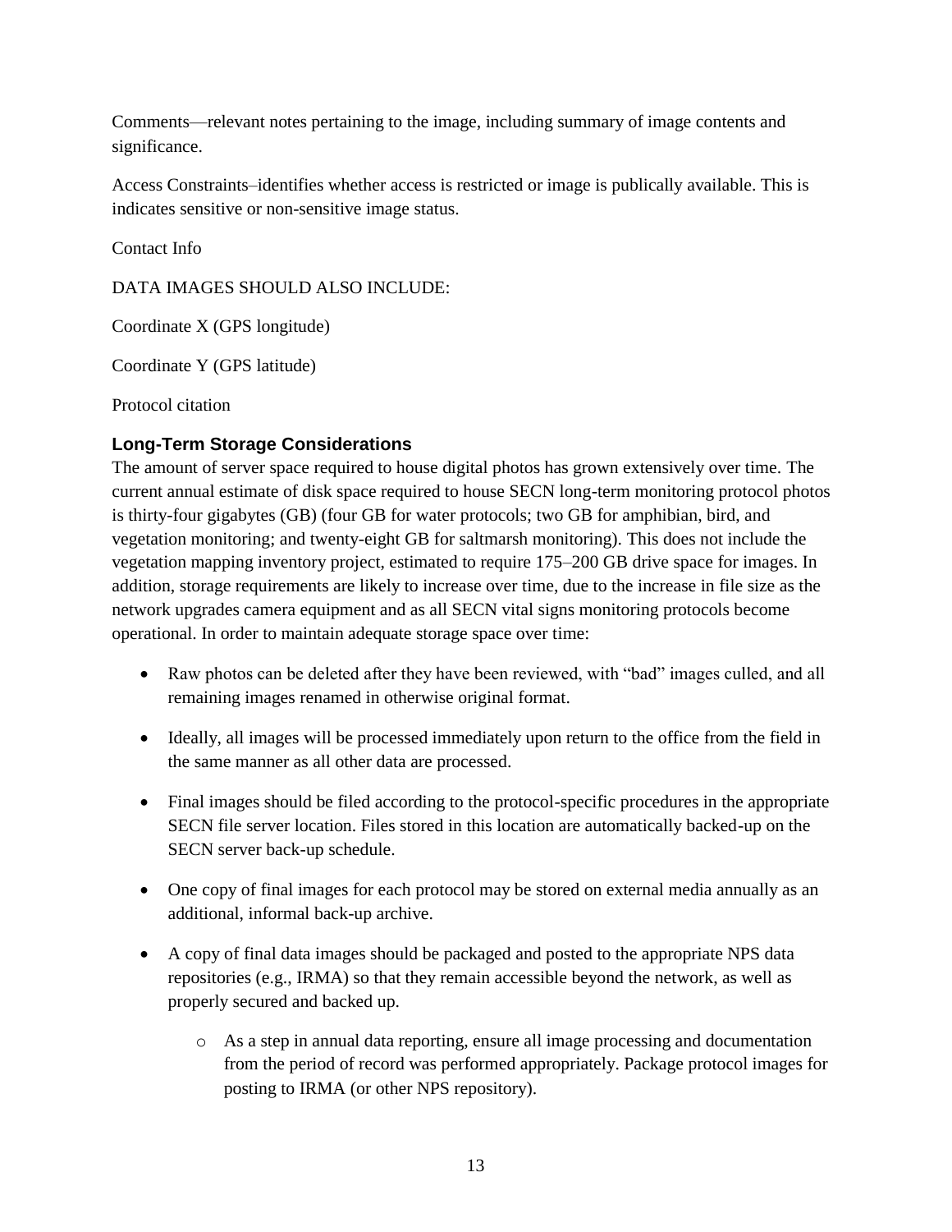Comments—relevant notes pertaining to the image, including summary of image contents and significance.

Access Constraints–identifies whether access is restricted or image is publically available. This is indicates sensitive or non-sensitive image status.

Contact Info

DATA IMAGES SHOULD ALSO INCLUDE:

Coordinate X (GPS longitude)

Coordinate Y (GPS latitude)

Protocol citation

### Long-Term Storage Considerations

The amount of server space required to house digital photos has grown extensively over time. The current annual estimate of disk space required to house SECN long-term monitoring protocol photos is thirty-four gigabytes (GB) (four GB for water protocols; two GB for amphibian, bird, and vegetation monitoring; and twenty-eight GB for saltmarsh monitoring). This does not include the vegetation mapping inventory project, estimated to require 175–200 GB drive space for images. In addition, storage requirements are likely to increase over time, due to the increase in file size as the network upgrades camera equipment and as all SECN vital signs monitoring protocols become operational. In order to maintain adequate storage space over time:

- Raw photos can be deleted after they have been reviewed, with "bad" images culled, and all remaining images renamed in otherwise original format.
- Ideally, all images will be processed immediately upon return to the office from the field in the same manner as all other data are processed.
- Final images should be filed according to the protocol-specific procedures in the appropriate SECN file server location. Files stored in this location are automatically backed-up on the SECN server back-up schedule.
- One copy of final images for each protocol may be stored on external media annually as an additional, informal back-up archive.
- A copy of final data images should be packaged and posted to the appropriate NPS data repositories (e.g., IRMA) so that they remain accessible beyond the network, as well as properly secured and backed up.
    - As a step in annual data reporting, ensure all image processing and documentation from the period of record was performed appropriately. Package protocol images for posting to IRMA (or other NPS repository).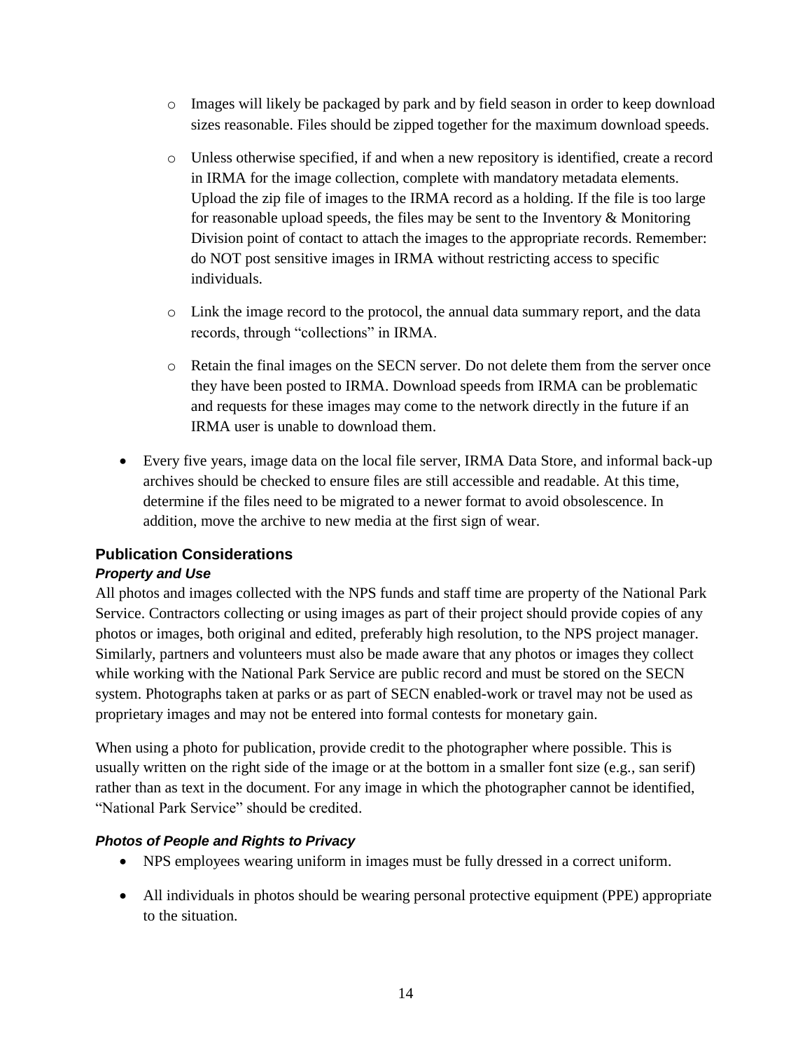- Images will likely be packaged by park and by field season in order to keep download sizes reasonable. Files should be zipped together for the maximum download speeds.
  - Unless otherwise specified, if and when a new repository is identified, create a record in IRMA for the image collection, complete with mandatory metadata elements. Upload the zip file of images to the IRMA record as a holding. If the file is too large for reasonable upload speeds, the files may be sent to the Inventory & Monitoring Division point of contact to attach the images to the appropriate records. Remember: do NOT post sensitive images in IRMA without restricting access to specific individuals.
  - Link the image record to the protocol, the annual data summary report, and the data records, through "collections" in IRMA.
  - Retain the final images on the SECN server. Do not delete them from the server once they have been posted to IRMA. Download speeds from IRMA can be problematic and requests for these images may come to the network directly in the future if an IRMA user is unable to download them.

- Every five years, image data on the local file server, IRMA Data Store, and informal back-up archives should be checked to ensure files are still accessible and readable. At this time, determine if the files need to be migrated to a newer format to avoid obsolescence. In addition, move the archive to new media at the first sign of wear.

## Publication Considerations

### *Property and Use*

All photos and images collected with the NPS funds and staff time are property of the National Park Service. Contractors collecting or using images as part of their project should provide copies of any photos or images, both original and edited, preferably high resolution, to the NPS project manager. Similarly, partners and volunteers must also be made aware that any photos or images they collect while working with the National Park Service are public record and must be stored on the SECN system. Photographs taken at parks or as part of SECN enabled-work or travel may not be used as proprietary images and may not be entered into formal contests for monetary gain.

When using a photo for publication, provide credit to the photographer where possible. This is usually written on the right side of the image or at the bottom in a smaller font size (e.g., san serif) rather than as text in the document. For any image in which the photographer cannot be identified, "National Park Service" should be credited.

### *Photos of People and Rights to Privacy*

- NPS employees wearing uniform in images must be fully dressed in a correct uniform.
- All individuals in photos should be wearing personal protective equipment (PPE) appropriate to the situation.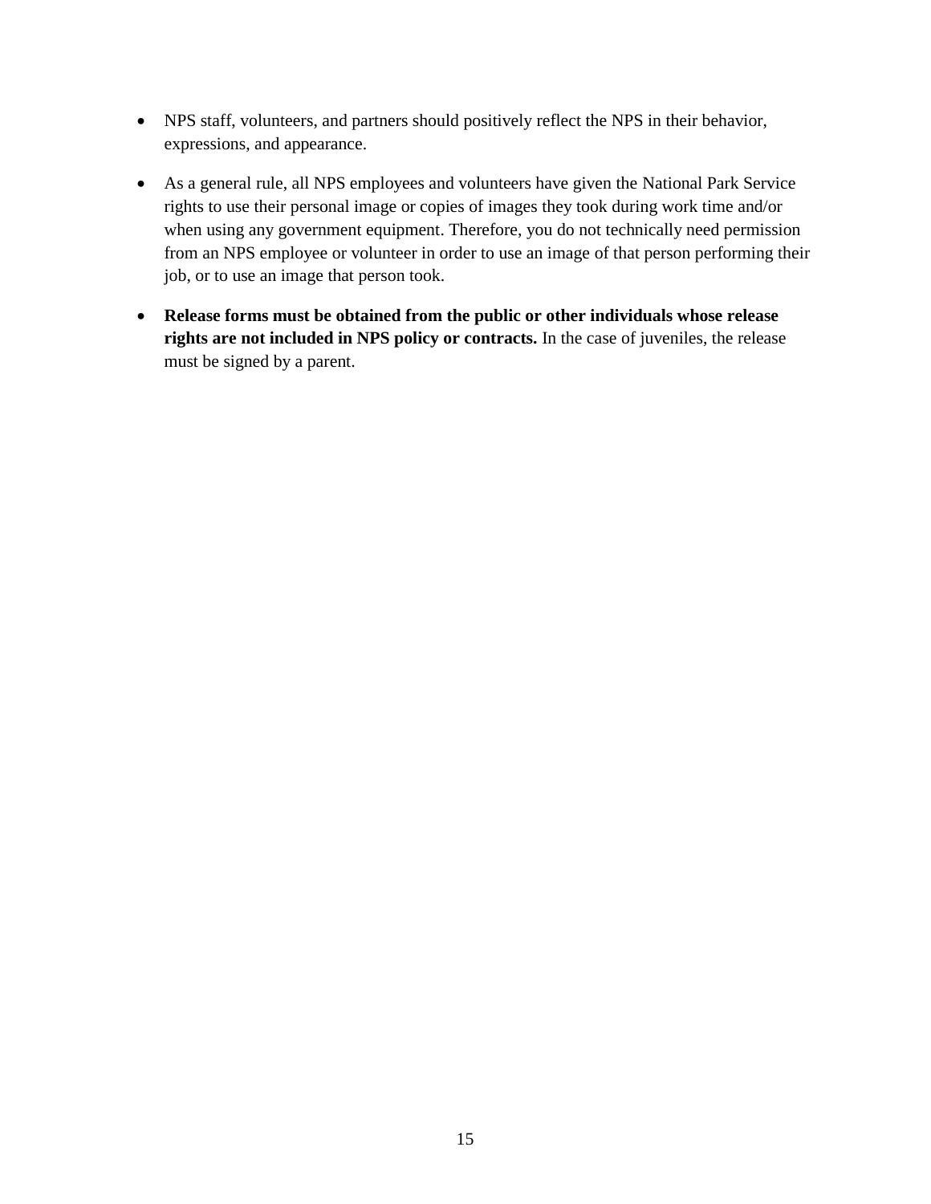- NPS staff, volunteers, and partners should positively reflect the NPS in their behavior, expressions, and appearance.
- As a general rule, all NPS employees and volunteers have given the National Park Service rights to use their personal image or copies of images they took during work time and/or when using any government equipment. Therefore, you do not technically need permission from an NPS employee or volunteer in order to use an image of that person performing their job, or to use an image that person took.
- **Release forms must be obtained from the public or other individuals whose release rights are not included in NPS policy or contracts.** In the case of juveniles, the release must be signed by a parent.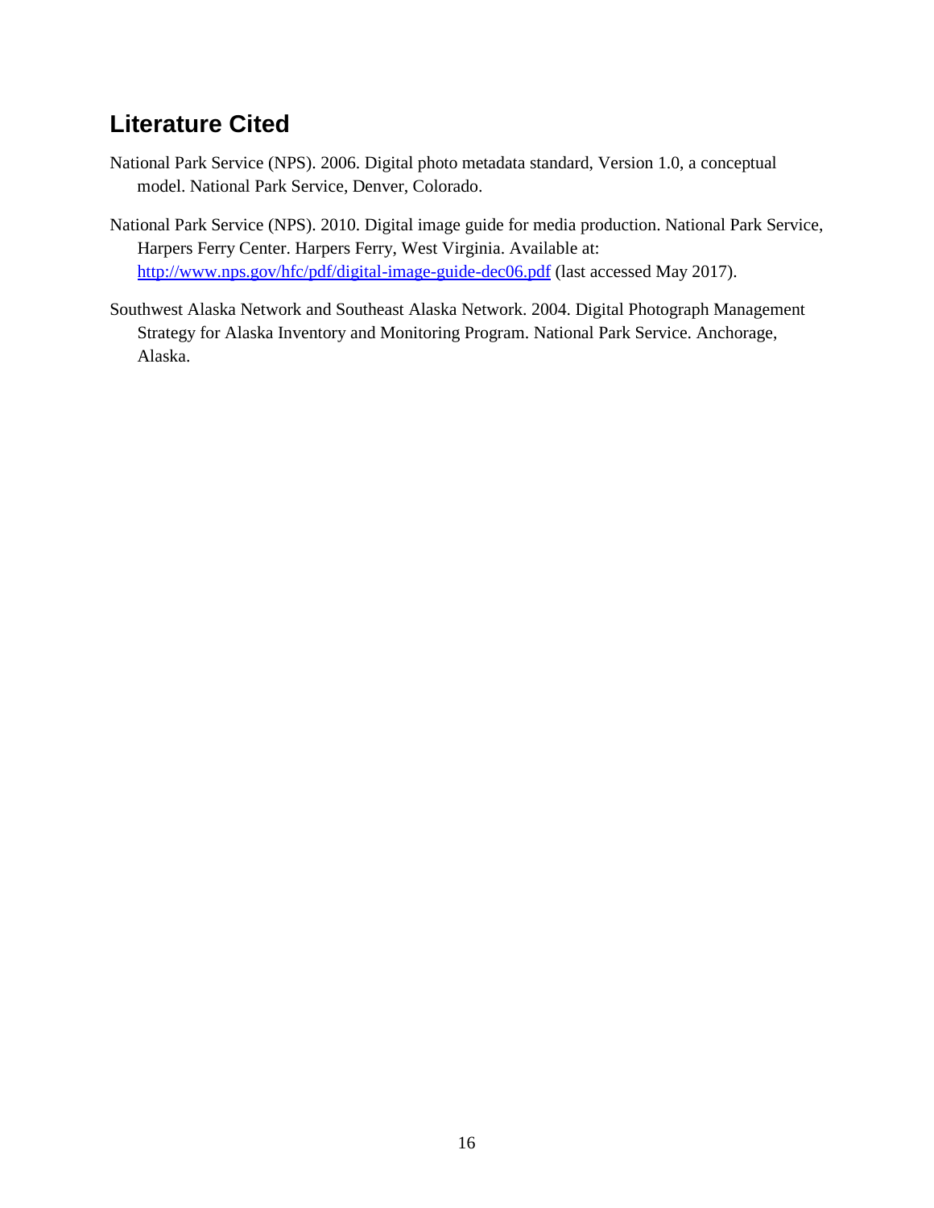## Literature Cited

National Park Service (NPS). 2006. Digital photo metadata standard, Version 1.0, a conceptual model. National Park Service, Denver, Colorado.

National Park Service (NPS). 2010. Digital image guide for media production. National Park Service, Harpers Ferry Center. Harpers Ferry, West Virginia. Available at: [http://www.nps.gov/hfc/pdf/digital-image-guide-dec06.pdf](http://www.nps.gov/hfc/pdf/digital-image-guide-dec06.pdf) (last accessed May 2017).

Southwest Alaska Network and Southeast Alaska Network. 2004. Digital Photograph Management Strategy for Alaska Inventory and Monitoring Program. National Park Service. Anchorage, Alaska.